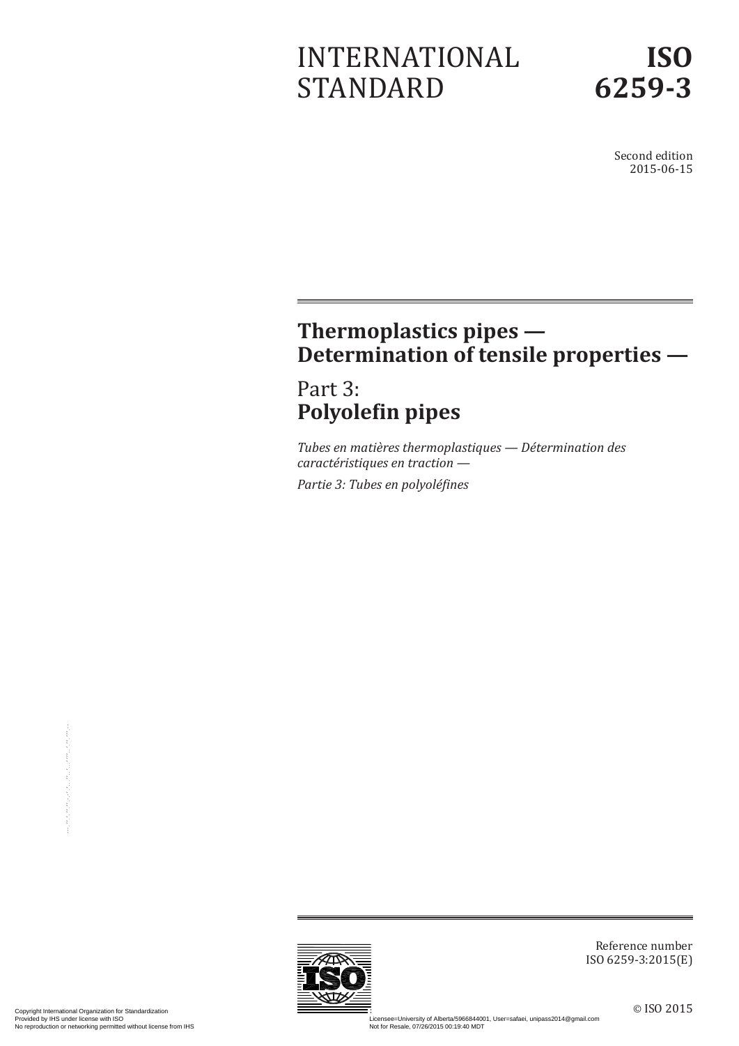INTERNATIONAL STANDARD

**ISO 6259-3**

Second edition
2015-06-15

# Thermoplastics pipes — Determination of tensile properties —

## Part 3: **Polyolefin pipes**

*Tubes en matières thermoplastiques — Détermination des caractéristiques en traction —*

*Partie 3: Tubes en polyoléfines*

Reference number
ISO 6259-3:2015(E)

© ISO 2015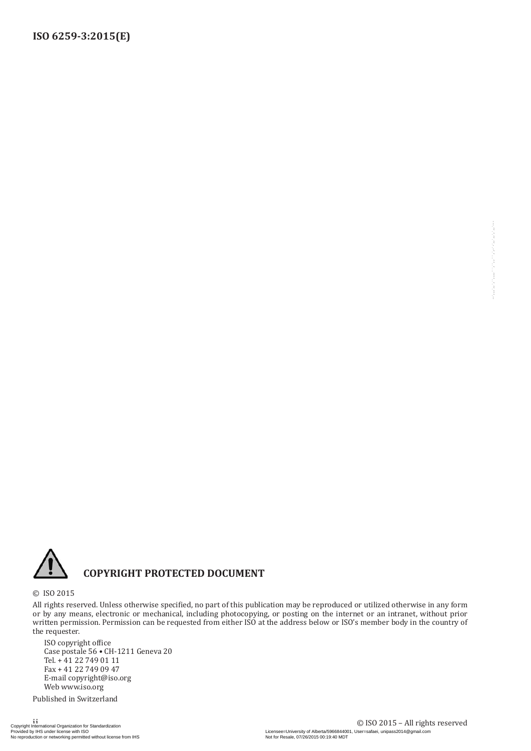## COPYRIGHT PROTECTED DOCUMENT

© ISO 2015

All rights reserved. Unless otherwise specified, no part of this publication may be reproduced or utilized otherwise in any form or by any means, electronic or mechanical, including photocopying, or posting on the internet or an intranet, without prior written permission. Permission can be requested from either ISO at the address below or ISO's member body in the country of the requester.

ISO copyright office
Case postale 56 • CH-1211 Geneva 20
Tel. + 41 22 749 01 11
Fax + 41 22 749 09 47
E-mail copyright@iso.org
Web www.iso.org

Published in Switzerland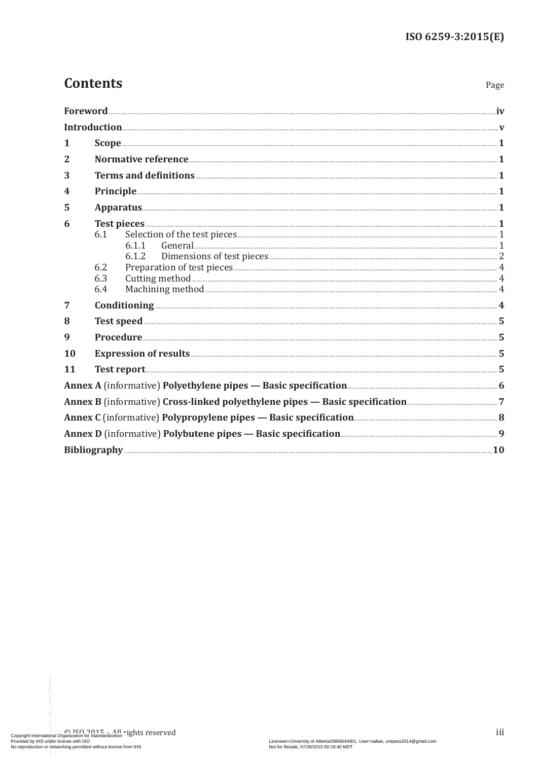# Contents

Page

**Foreword** ..... iv

**Introduction** ..... v

**1 Scope** ..... 1

**2 Normative reference** ..... 1

**3 Terms and definitions** ..... 1

**4 Principle** ..... 1

**5 Apparatus** ..... 1

**6 Test pieces** ..... 1

- 6.1 Selection of the test pieces ..... 1
  - 6.1.1 General ..... 1
  - 6.1.2 Dimensions of test pieces ..... 2
- 6.2 Preparation of test pieces ..... 4
- 6.3 Cutting method ..... 4
- 6.4 Machining method ..... 4

**7 Conditioning** ..... 4

**8 Test speed** ..... 5

**9 Procedure** ..... 5

**10 Expression of results** ..... 5

**11 Test report** ..... 5

**Annex A** (informative) **Polyethylene pipes — Basic specification** ..... 6

**Annex B** (informative) **Cross-linked polyethylene pipes — Basic specification** ..... 7

**Annex C** (informative) **Polypropylene pipes — Basic specification** ..... 8

**Annex D** (informative) **Polybutene pipes — Basic specification** ..... 9

**Bibliography** ..... 10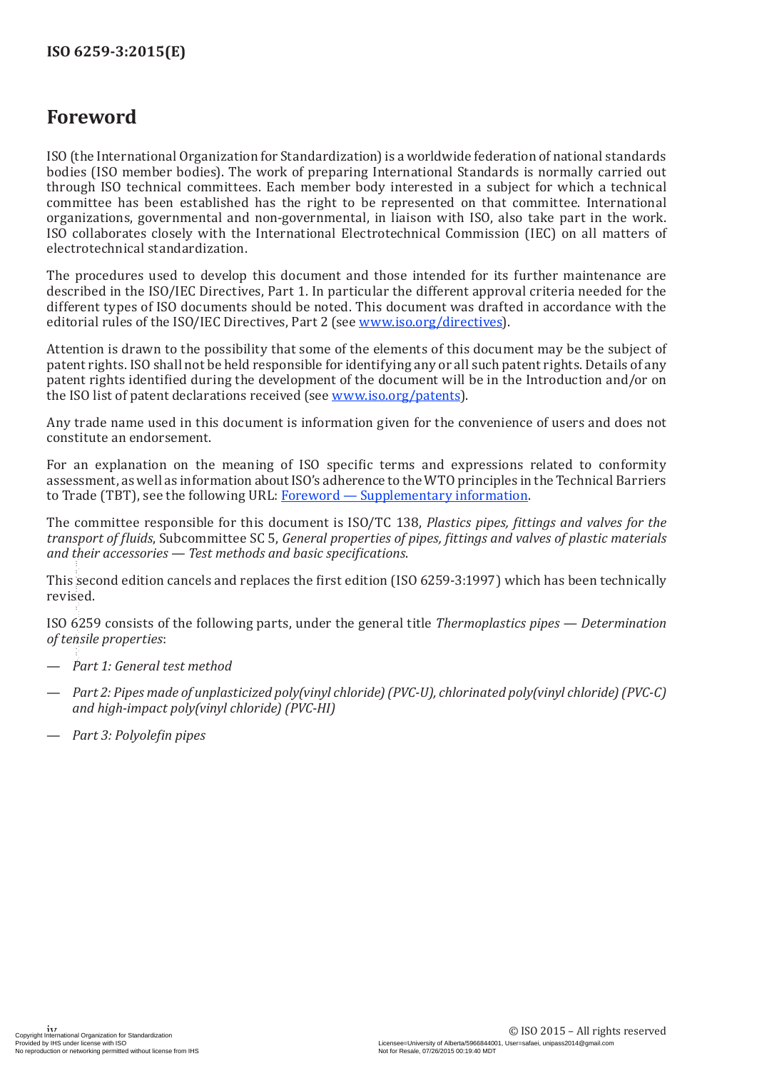# Foreword

ISO (the International Organization for Standardization) is a worldwide federation of national standards bodies (ISO member bodies). The work of preparing International Standards is normally carried out through ISO technical committees. Each member body interested in a subject for which a technical committee has been established has the right to be represented on that committee. International organizations, governmental and non-governmental, in liaison with ISO, also take part in the work. ISO collaborates closely with the International Electrotechnical Commission (IEC) on all matters of electrotechnical standardization.

The procedures used to develop this document and those intended for its further maintenance are described in the ISO/IEC Directives, Part 1. In particular the different approval criteria needed for the different types of ISO documents should be noted. This document was drafted in accordance with the editorial rules of the ISO/IEC Directives, Part 2 (see [www.iso.org/directives](www.iso.org/directives)).

Attention is drawn to the possibility that some of the elements of this document may be the subject of patent rights. ISO shall not be held responsible for identifying any or all such patent rights. Details of any patent rights identified during the development of the document will be in the Introduction and/or on the ISO list of patent declarations received (see [www.iso.org/patents](www.iso.org/patents)).

Any trade name used in this document is information given for the convenience of users and does not constitute an endorsement.

For an explanation on the meaning of ISO specific terms and expressions related to conformity assessment, as well as information about ISO's adherence to the WTO principles in the Technical Barriers to Trade (TBT), see the following URL: Foreword — Supplementary information.

The committee responsible for this document is ISO/TC 138, *Plastics pipes, fittings and valves for the transport of fluids*, Subcommittee SC 5, *General properties of pipes, fittings and valves of plastic materials and their accessories — Test methods and basic specifications*.

This second edition cancels and replaces the first edition (ISO 6259-3:1997) which has been technically revised.

ISO 6259 consists of the following parts, under the general title *Thermoplastics pipes — Determination of tensile properties*:

— *Part 1: General test method*

— *Part 2: Pipes made of unplasticized poly(vinyl chloride) (PVC-U), chlorinated poly(vinyl chloride) (PVC-C) and high-impact poly(vinyl chloride) (PVC-HI)*

— *Part 3: Polyolefin pipes*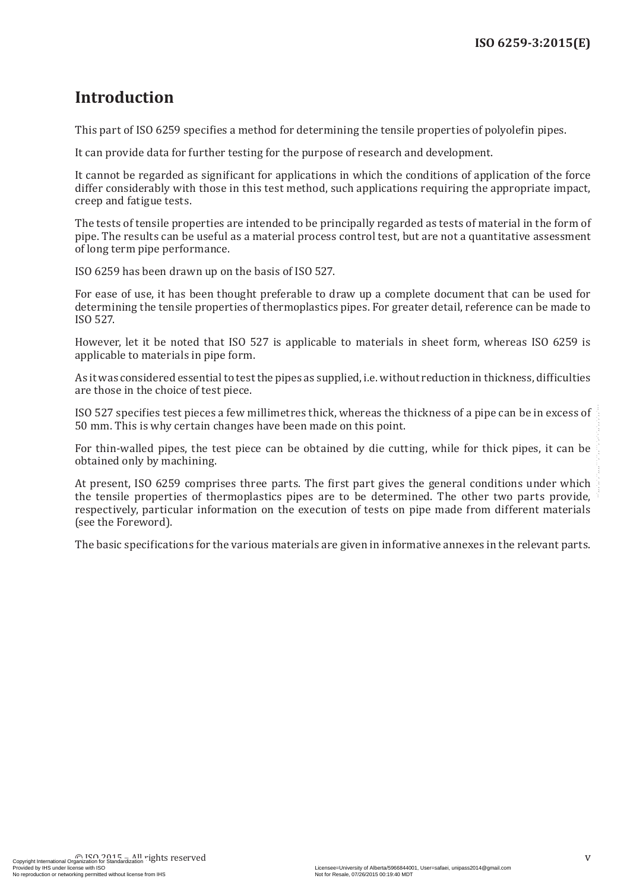# Introduction

This part of ISO 6259 specifies a method for determining the tensile properties of polyolefin pipes.

It can provide data for further testing for the purpose of research and development.

It cannot be regarded as significant for applications in which the conditions of application of the force differ considerably with those in this test method, such applications requiring the appropriate impact, creep and fatigue tests.

The tests of tensile properties are intended to be principally regarded as tests of material in the form of pipe. The results can be useful as a material process control test, but are not a quantitative assessment of long term pipe performance.

ISO 6259 has been drawn up on the basis of ISO 527.

For ease of use, it has been thought preferable to draw up a complete document that can be used for determining the tensile properties of thermoplastics pipes. For greater detail, reference can be made to ISO 527.

However, let it be noted that ISO 527 is applicable to materials in sheet form, whereas ISO 6259 is applicable to materials in pipe form.

As it was considered essential to test the pipes as supplied, i.e. without reduction in thickness, difficulties are those in the choice of test piece.

ISO 527 specifies test pieces a few millimetres thick, whereas the thickness of a pipe can be in excess of 50 mm. This is why certain changes have been made on this point.

For thin-walled pipes, the test piece can be obtained by die cutting, while for thick pipes, it can be obtained only by machining.

At present, ISO 6259 comprises three parts. The first part gives the general conditions under which the tensile properties of thermoplastics pipes are to be determined. The other two parts provide, respectively, particular information on the execution of tests on pipe made from different materials (see the Foreword).

The basic specifications for the various materials are given in informative annexes in the relevant parts.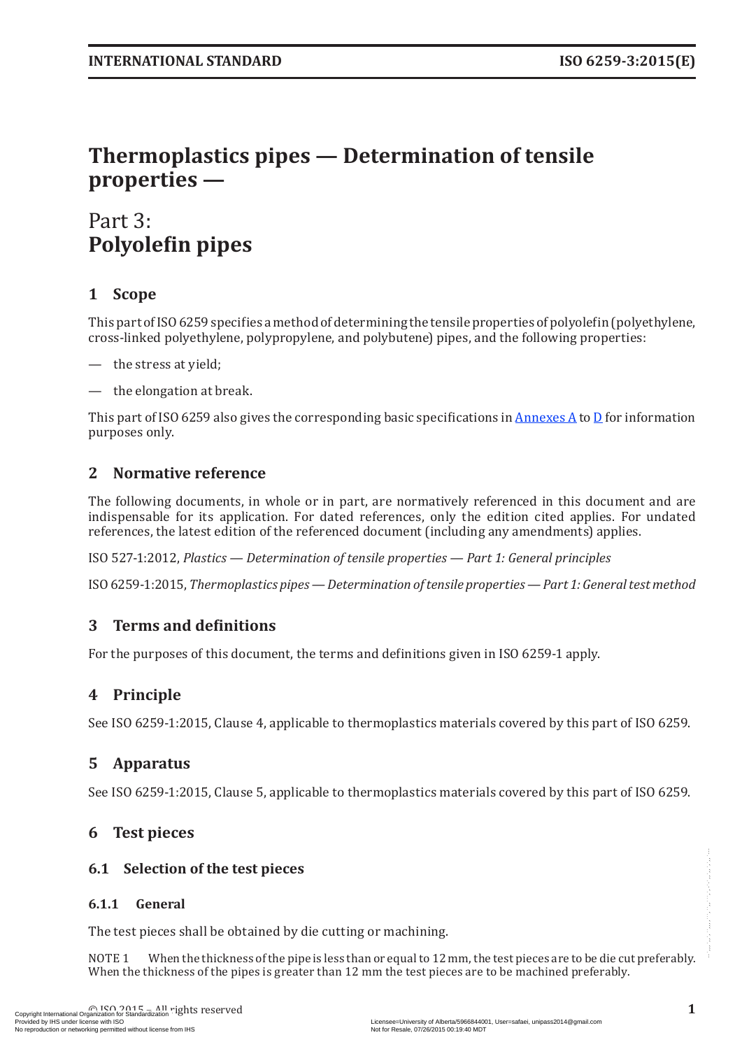# Thermoplastics pipes — Determination of tensile properties —

# Part 3: Polyolefin pipes

## 1 Scope

This part of ISO 6259 specifies a method of determining the tensile properties of polyolefin (polyethylene, cross-linked polyethylene, polypropylene, and polybutene) pipes, and the following properties:

— the stress at yield;

— the elongation at break.

This part of ISO 6259 also gives the corresponding basic specifications in Annexes A to D for information purposes only.

## 2 Normative reference

The following documents, in whole or in part, are normatively referenced in this document and are indispensable for its application. For dated references, only the edition cited applies. For undated references, the latest edition of the referenced document (including any amendments) applies.

ISO 527-1:2012, *Plastics — Determination of tensile properties — Part 1: General principles*

ISO 6259-1:2015, *Thermoplastics pipes — Determination of tensile properties — Part 1: General test method*

## 3 Terms and definitions

For the purposes of this document, the terms and definitions given in ISO 6259-1 apply.

## 4 Principle

See ISO 6259-1:2015, Clause 4, applicable to thermoplastics materials covered by this part of ISO 6259.

## 5 Apparatus

See ISO 6259-1:2015, Clause 5, applicable to thermoplastics materials covered by this part of ISO 6259.

## 6 Test pieces

### 6.1 Selection of the test pieces

#### 6.1.1 General

The test pieces shall be obtained by die cutting or machining.

NOTE 1 When the thickness of the pipe is less than or equal to 12 mm, the test pieces are to be die cut preferably. When the thickness of the pipes is greater than 12 mm the test pieces are to be machined preferably.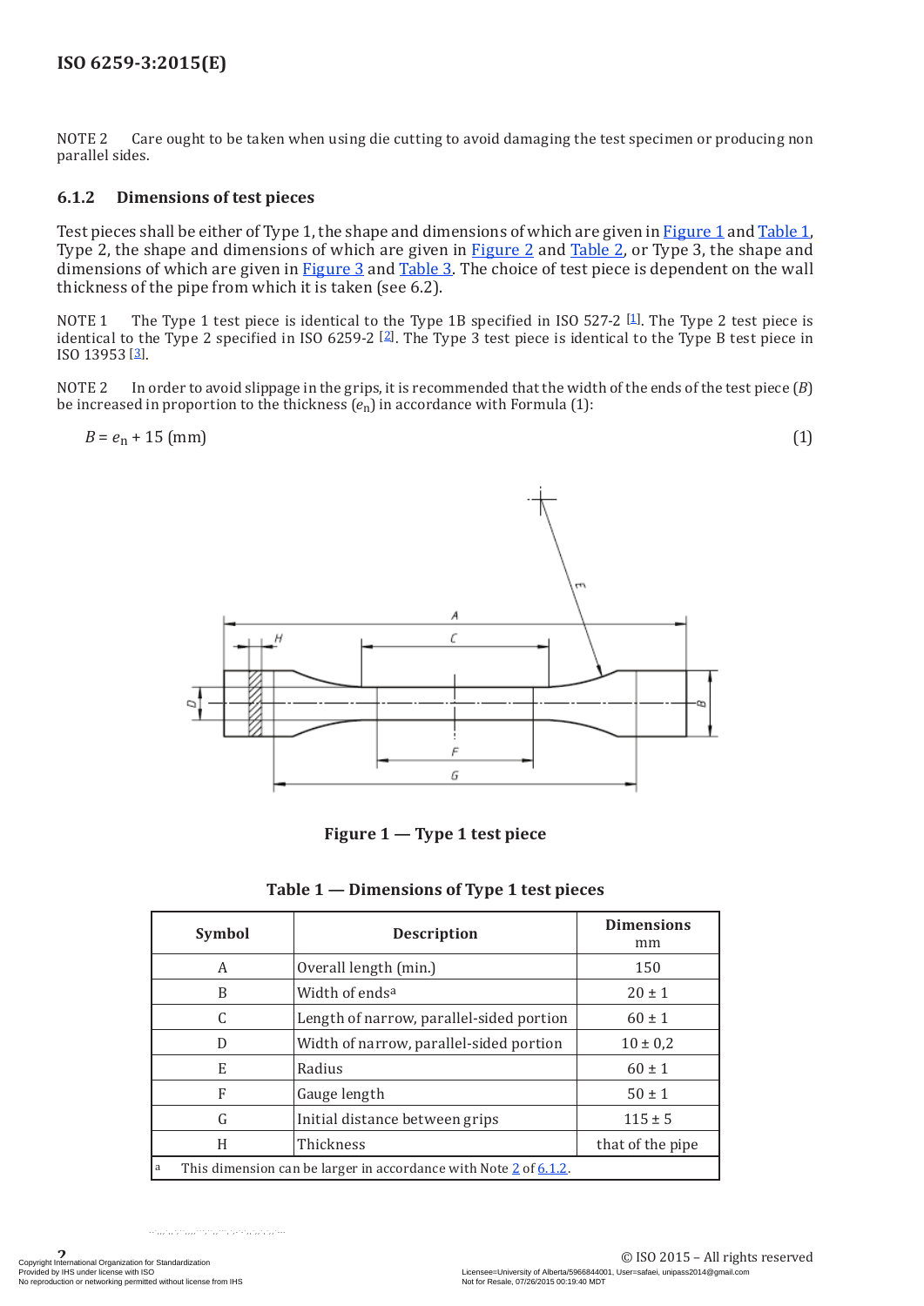NOTE 2 Care ought to be taken when using die cutting to avoid damaging the test specimen or producing non parallel sides.

### 6.1.2 Dimensions of test pieces

Test pieces shall be either of Type 1, the shape and dimensions of which are given in Figure 1 and Table 1, Type 2, the shape and dimensions of which are given in Figure 2 and Table 2, or Type 3, the shape and dimensions of which are given in Figure 3 and Table 3. The choice of test piece is dependent on the wall thickness of the pipe from which it is taken (see 6.2).

NOTE 1 The Type 1 test piece is identical to the Type 1B specified in ISO 527-2 [1]. The Type 2 test piece is identical to the Type 2 specified in ISO 6259-2 [2]. The Type 3 test piece is identical to the Type B test piece in ISO 13953 [3].

NOTE 2 In order to avoid slippage in the grips, it is recommended that the width of the ends of the test piece ($B$) be increased in proportion to the thickness ($e_n$) in accordance with Formula (1):

$$B = e_n + 15 \text{ (mm)} \quad (1)$$

**Figure 1 — Type 1 test piece**

**Table 1 — Dimensions of Type 1 test pieces**

| Symbol | Description | Dimensions mm |
|---|---|---|
| A | Overall length (min.) | 150 |
| B | Width of ends[a] | 20 ± 1 |
| C | Length of narrow, parallel-sided portion | 60 ± 1 |
| D | Width of narrow, parallel-sided portion | 10 ± 0,2 |
| E | Radius | 60 ± 1 |
| F | Gauge length | 50 ± 1 |
| G | Initial distance between grips | 115 ± 5 |
| H | Thickness | that of the pipe |

[a] This dimension can be larger in accordance with Note 2 of 6.1.2.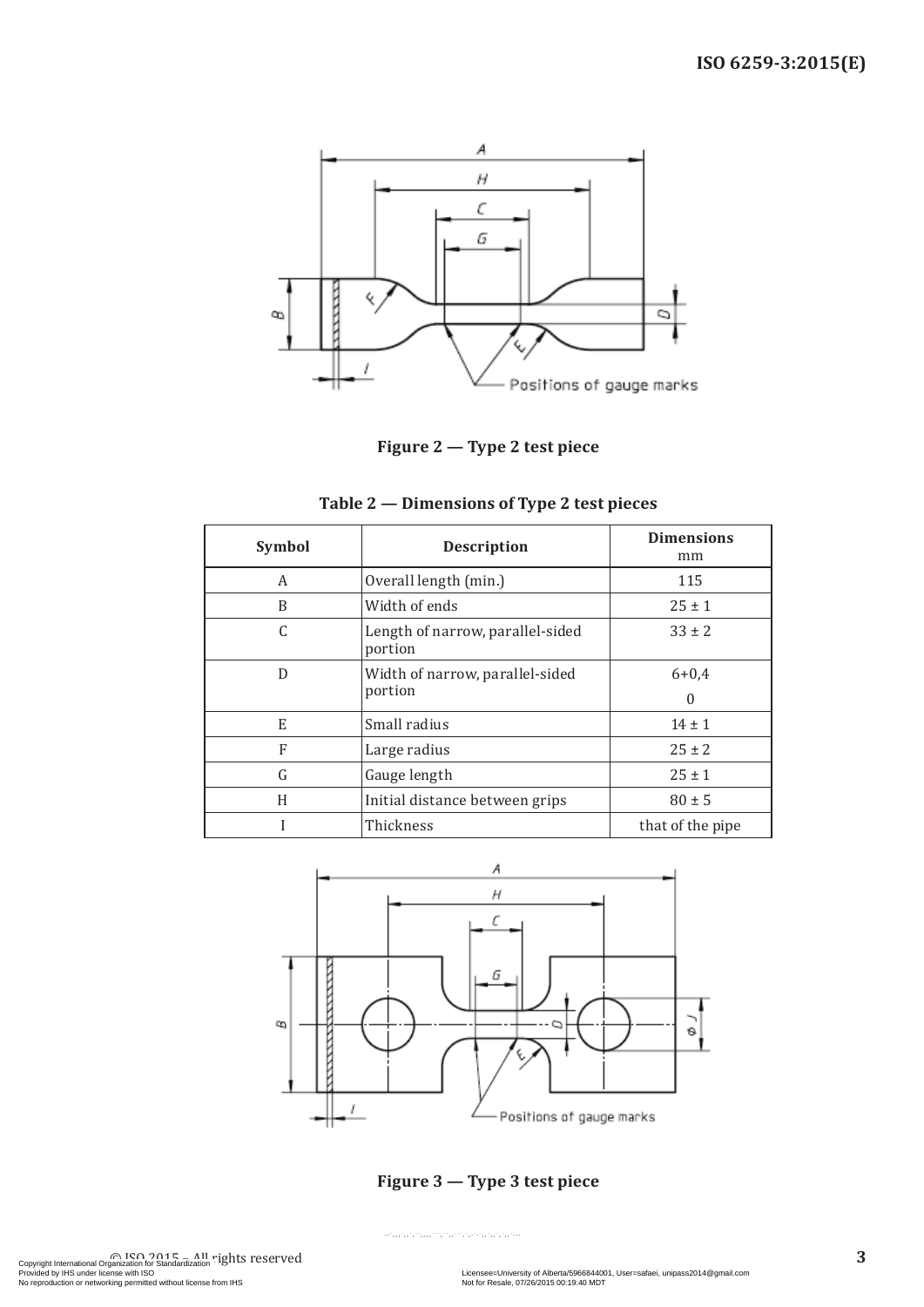**Figure 2 — Type 2 test piece**

**Table 2 — Dimensions of Type 2 test pieces**

| Symbol | Description | Dimensions mm |
|---|---|---|
| A | Overall length (min.) | 115 |
| B | Width of ends | 25 ± 1 |
| C | Length of narrow, parallel-sided portion | 33 ± 2 |
| D | Width of narrow, parallel-sided portion | $6^{+0,4}_{0}$ |
| E | Small radius | 14 ± 1 |
| F | Large radius | 25 ± 2 |
| G | Gauge length | 25 ± 1 |
| H | Initial distance between grips | 80 ± 5 |
| I | Thickness | that of the pipe |

**Figure 3 — Type 3 test piece**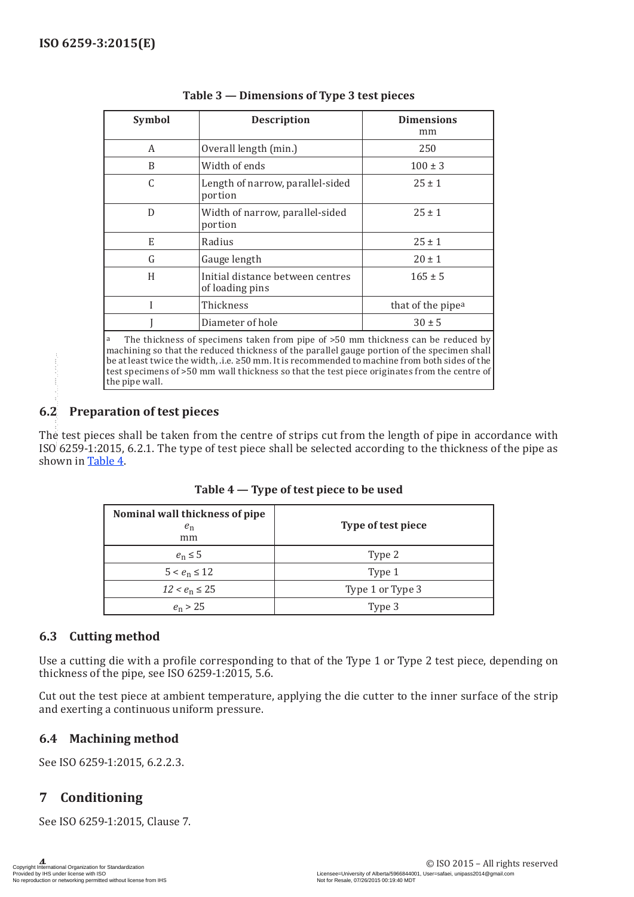**Table 3 — Dimensions of Type 3 test pieces**

| Symbol | Description | Dimensions mm |
|---|---|---|
| A | Overall length (min.) | 250 |
| B | Width of ends | 100 ± 3 |
| C | Length of narrow, parallel-sided portion | 25 ± 1 |
| D | Width of narrow, parallel-sided portion | 25 ± 1 |
| E | Radius | 25 ± 1 |
| G | Gauge length | 20 ± 1 |
| H | Initial distance between centres of loading pins | 165 ± 5 |
| I | Thickness | that of the pipe[a] |
| J | Diameter of hole | 30 ± 5 |

[a] The thickness of specimens taken from pipe of >50 mm thickness can be reduced by machining so that the reduced thickness of the parallel gauge portion of the specimen shall be at least twice the width, .i.e. ≥50 mm. It is recommended to machine from both sides of the test specimens of >50 mm wall thickness so that the test piece originates from the centre of the pipe wall.

## 6.2 Preparation of test pieces

The test pieces shall be taken from the centre of strips cut from the length of pipe in accordance with ISO 6259-1:2015, 6.2.1. The type of test piece shall be selected according to the thickness of the pipe as shown in Table 4.

**Table 4 — Type of test piece to be used**

| Nominal wall thickness of pipe $e_n$ mm | Type of test piece |
|---|---|
| $e_n \leq 5$ | Type 2 |
| $5 < e_n \leq 12$ | Type 1 |
| $12 < e_n \leq 25$ | Type 1 or Type 3 |
| $e_n > 25$ | Type 3 |

## 6.3 Cutting method

Use a cutting die with a profile corresponding to that of the Type 1 or Type 2 test piece, depending on thickness of the pipe, see ISO 6259-1:2015, 5.6.

Cut out the test piece at ambient temperature, applying the die cutter to the inner surface of the strip and exerting a continuous uniform pressure.

## 6.4 Machining method

See ISO 6259-1:2015, 6.2.2.3.

# 7 Conditioning

See ISO 6259-1:2015, Clause 7.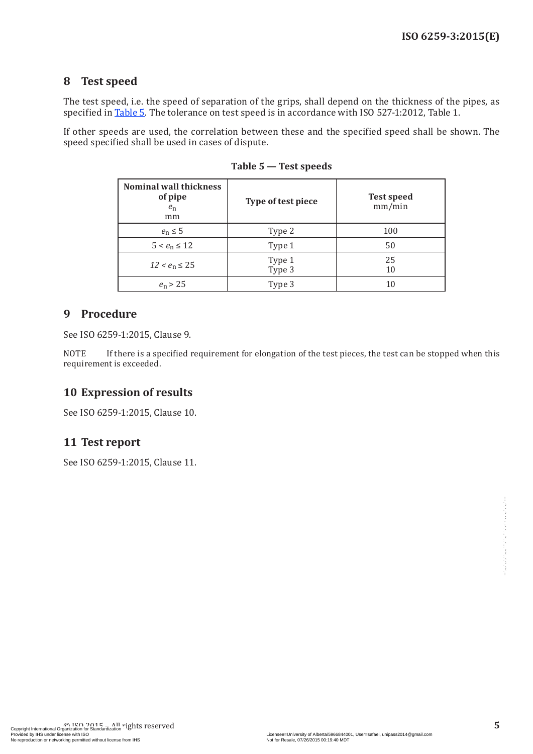## 8 Test speed

The test speed, i.e. the speed of separation of the grips, shall depend on the thickness of the pipes, as specified in Table 5. The tolerance on test speed is in accordance with ISO 527-1:2012, Table 1.

If other speeds are used, the correlation between these and the specified speed shall be shown. The speed specified shall be used in cases of dispute.

**Table 5 — Test speeds**

| Nominal wall thickness of pipe $e_n$ mm | Type of test piece | Test speed mm/min |
|---|---|---|
| $e_n \leq 5$ | Type 2 | 100 |
| $5 < e_n \leq 12$ | Type 1 | 50 |
| $12 < e_n \leq 25$ | Type 1<br>Type 3 | 25<br>10 |
| $e_n > 25$ | Type 3 | 10 |

## 9 Procedure

See ISO 6259-1:2015, Clause 9.

NOTE If there is a specified requirement for elongation of the test pieces, the test can be stopped when this requirement is exceeded.

## 10 Expression of results

See ISO 6259-1:2015, Clause 10.

## 11 Test report

See ISO 6259-1:2015, Clause 11.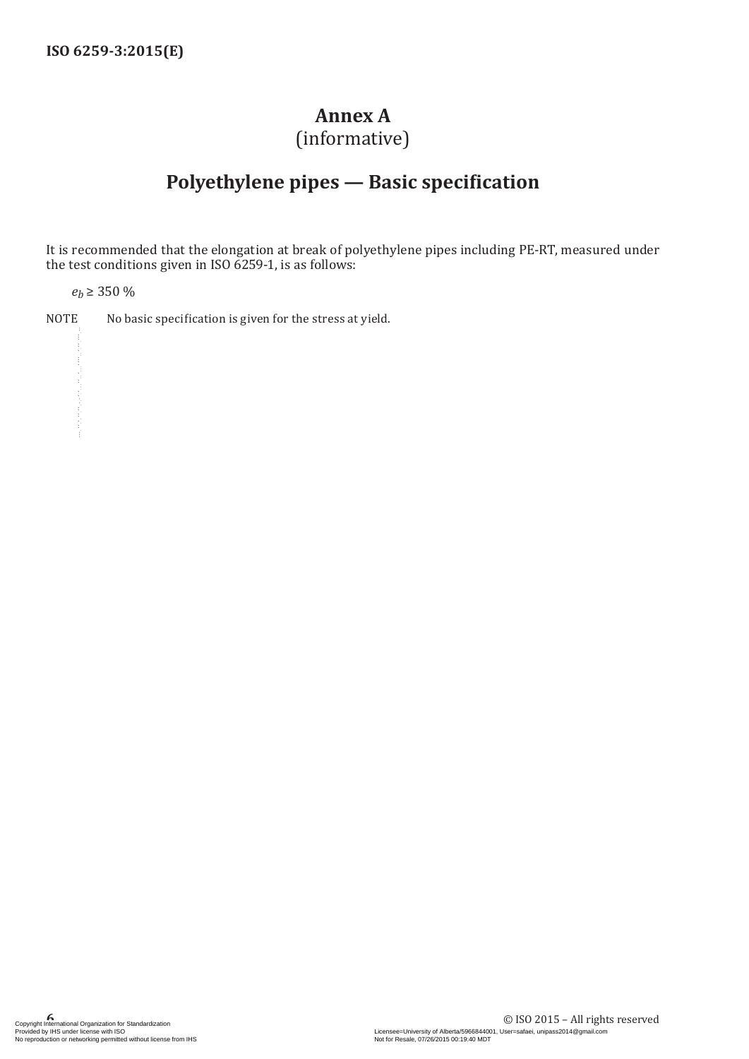# Annex A
(informative)

# Polyethylene pipes — Basic specification

It is recommended that the elongation at break of polyethylene pipes including PE-RT, measured under the test conditions given in ISO 6259-1, is as follows:

$e_b \geq 350$ %

NOTE No basic specification is given for the stress at yield.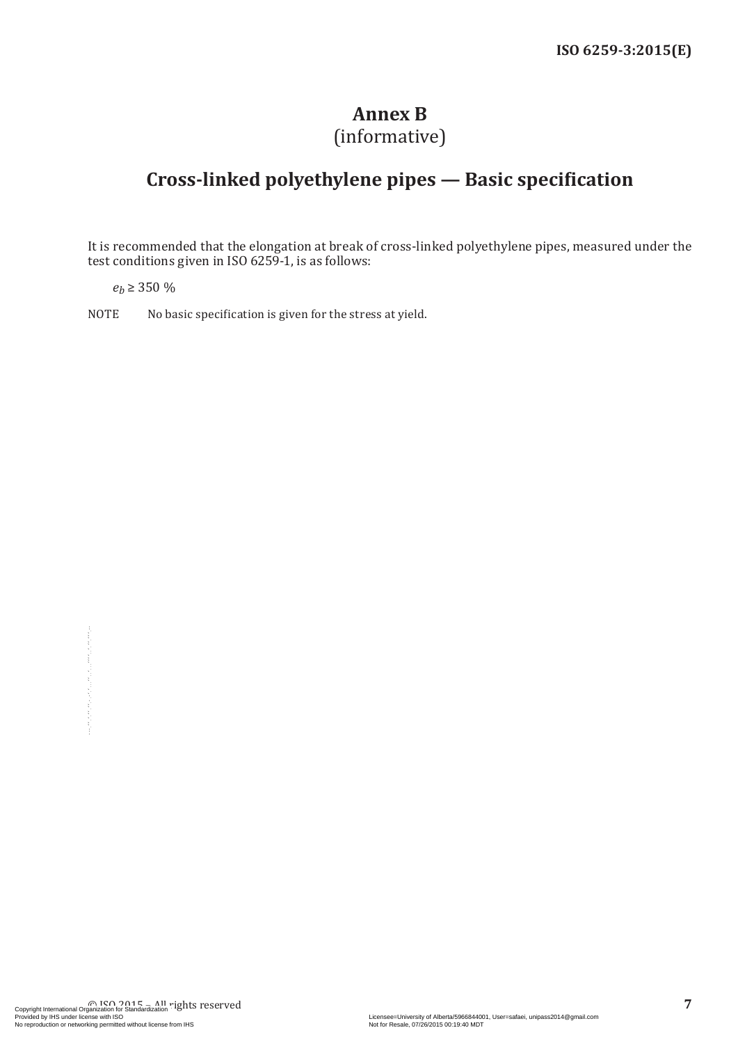# Annex B
(informative)

# Cross-linked polyethylene pipes — Basic specification

It is recommended that the elongation at break of cross-linked polyethylene pipes, measured under the test conditions given in ISO 6259-1, is as follows:

$e_b \geq 350$ %

NOTE No basic specification is given for the stress at yield.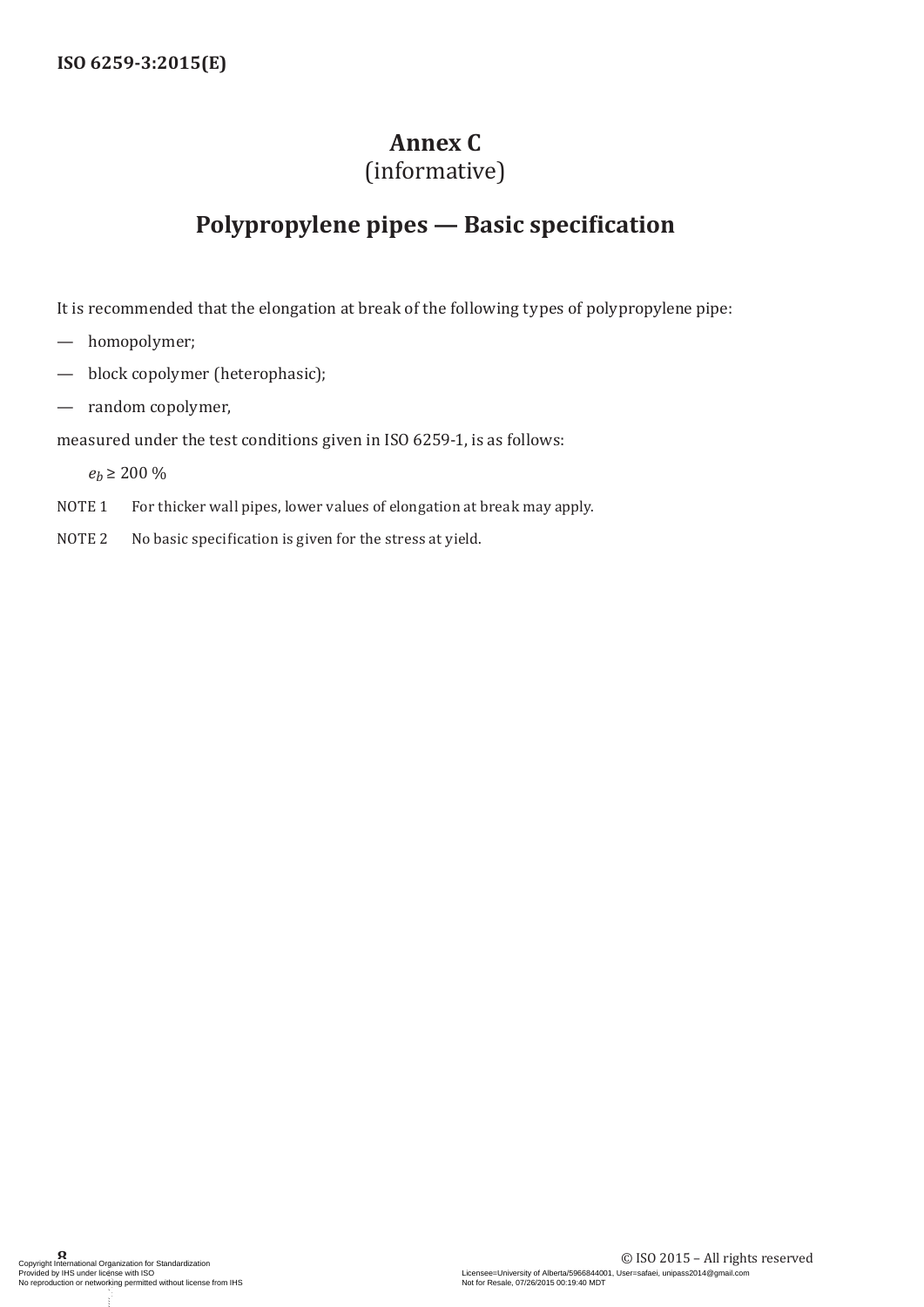# Annex C
(informative)

# Polypropylene pipes — Basic specification

It is recommended that the elongation at break of the following types of polypropylene pipe:

— homopolymer;

— block copolymer (heterophasic);

— random copolymer,

measured under the test conditions given in ISO 6259-1, is as follows:

$e_b \geq 200$ %

NOTE 1 For thicker wall pipes, lower values of elongation at break may apply.

NOTE 2 No basic specification is given for the stress at yield.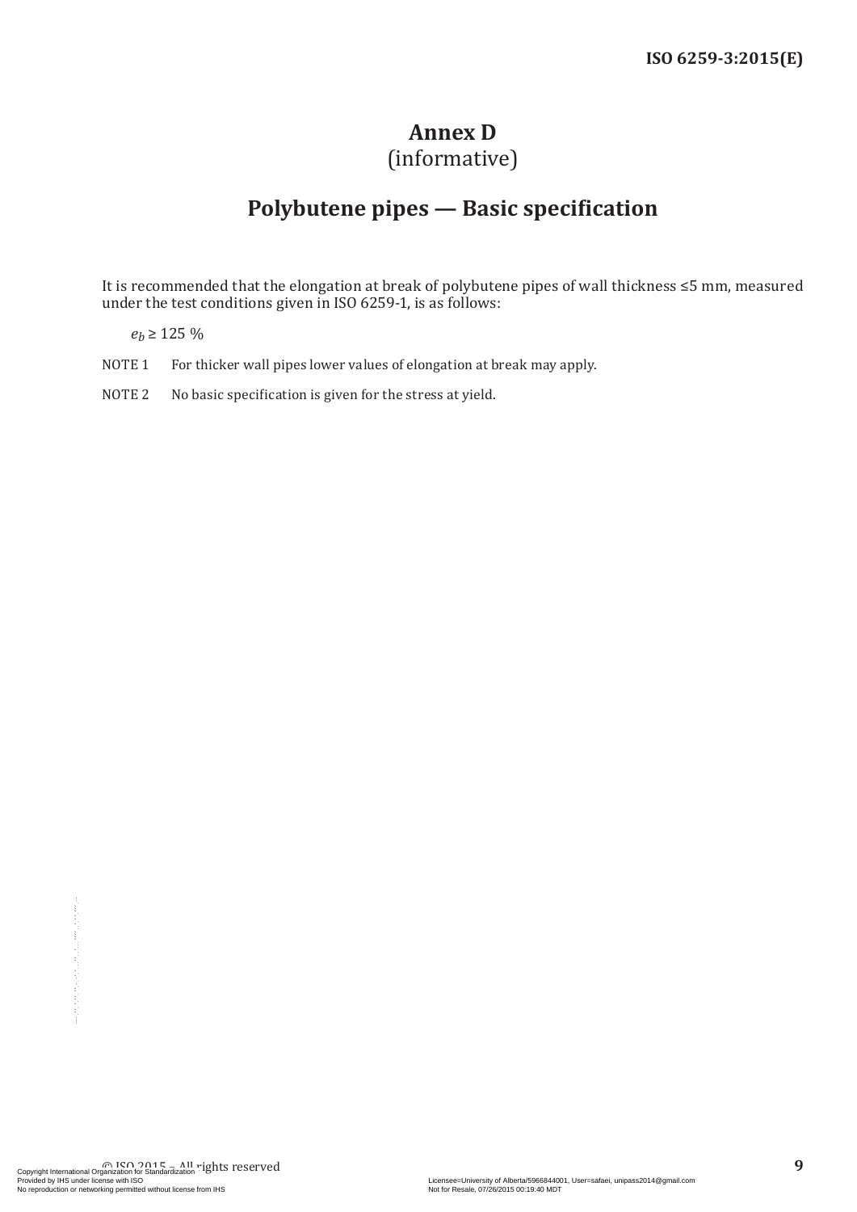# Annex D
(informative)

# Polybutene pipes — Basic specification

It is recommended that the elongation at break of polybutene pipes of wall thickness ≤5 mm, measured under the test conditions given in ISO 6259-1, is as follows:

$e_b \geq 125$ %

NOTE 1 For thicker wall pipes lower values of elongation at break may apply.

NOTE 2 No basic specification is given for the stress at yield.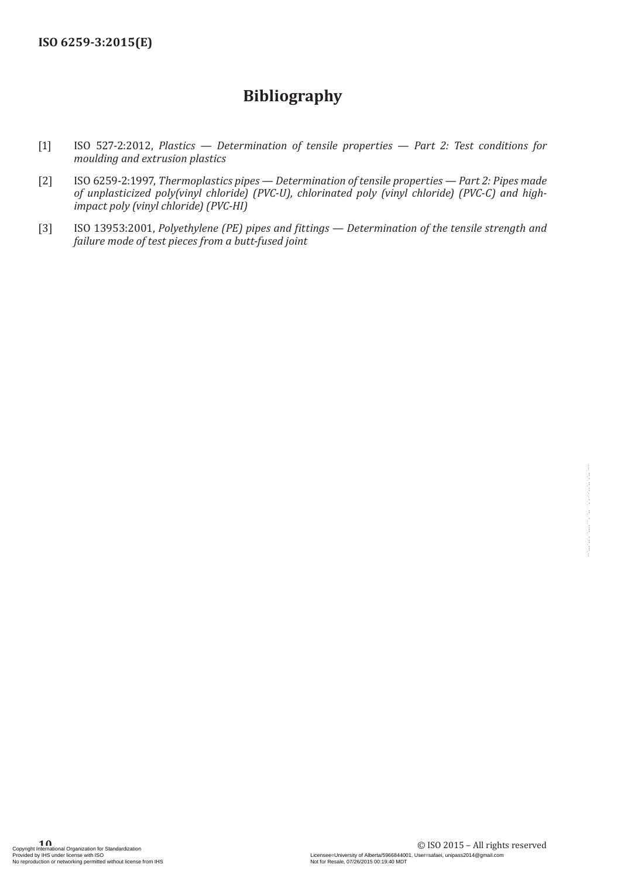# Bibliography

[1] ISO 527-2:2012, *Plastics — Determination of tensile properties — Part 2: Test conditions for moulding and extrusion plastics*

[2] ISO 6259-2:1997, *Thermoplastics pipes — Determination of tensile properties — Part 2: Pipes made of unplasticized poly(vinyl chloride) (PVC-U), chlorinated poly (vinyl chloride) (PVC-C) and high-impact poly (vinyl chloride) (PVC-HI)*

[3] ISO 13953:2001, *Polyethylene (PE) pipes and fittings — Determination of the tensile strength and failure mode of test pieces from a butt-fused joint*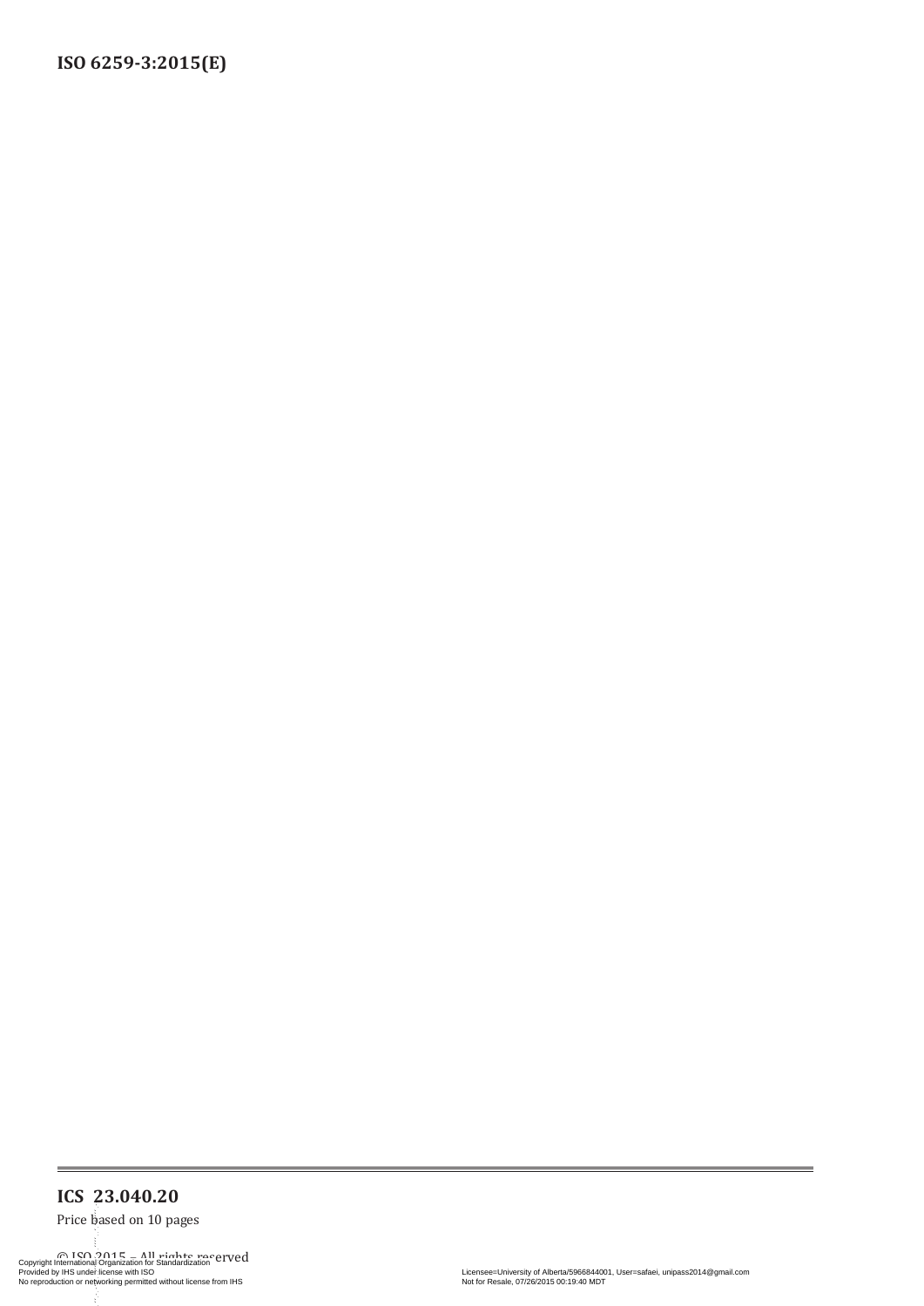ICS 23.040.20

Price based on 10 pages